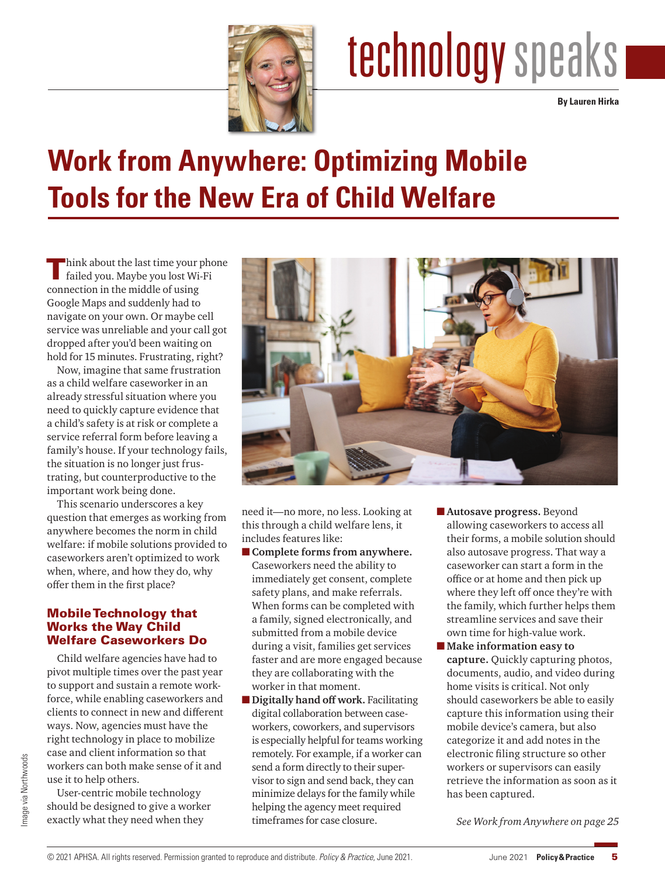technology speaks

By Lauren Hirka

# Work from Anywhere: Optimizing Mobile Tools for the New Era of Child Welfare

Think about the last time your phone failed you. Maybe you lost Wi-Fi connection in the middle of using Google Maps and suddenly had to navigate on your own. Or maybe cell service was unreliable and your call got dropped after you'd been waiting on hold for 15 minutes. Frustrating, right?

Now, imagine that same frustration as a child welfare caseworker in an already stressful situation where you need to quickly capture evidence that a child's safety is at risk or complete a service referral form before leaving a family's house. If your technology fails, the situation is no longer just frustrating, but counterproductive to the important work being done.

This scenario underscores a key question that emerges as working from anywhere becomes the norm in child welfare: if mobile solutions provided to caseworkers aren't optimized to work when, where, and how they do, why offer them in the first place?

## Mobile Technology that Works the Way Child Welfare Caseworkers Do

Child welfare agencies have had to pivot multiple times over the past year to support and sustain a remote workforce, while enabling caseworkers and clients to connect in new and different ways. Now, agencies must have the right technology in place to mobilize case and client information so that workers can both make sense of it and use it to help others.

User-centric mobile technology should be designed to give a worker exactly what they need when they need it—no more, no less. Looking at this through a child welfare lens, it includes features like:

- **Complete forms from anywhere.** Caseworkers need the ability to immediately get consent, complete safety plans, and make referrals. When forms can be completed with a family, signed electronically, and submitted from a mobile device during a visit, families get services faster and are more engaged because they are collaborating with the worker in that moment.
- **Digitally hand off work.** Facilitating digital collaboration between caseworkers, coworkers, and supervisors is especially helpful for teams working remotely. For example, if a worker can send a form directly to their supervisor to sign and send back, they can minimize delays for the family while helping the agency meet required timeframes for case closure.
- **Autosave progress.** Beyond allowing caseworkers to access all their forms, a mobile solution should also autosave progress. That way a caseworker can start a form in the office or at home and then pick up where they left off once they're with the family, which further helps them streamline services and save their own time for high-value work.
- **Make information easy to capture.** Quickly capturing photos, documents, audio, and video during home visits is critical. Not only should caseworkers be able to easily capture this information using their mobile device's camera, but also categorize it and add notes in the electronic filing structure so other workers or supervisors can easily retrieve the information as soon as it has been captured.

Image via Northwoods

*See Work from Anywhere on page 25*

© 2021 APHSA. All rights reserved. Permission granted to reproduce and distribute. *Policy & Practice*, June 2021.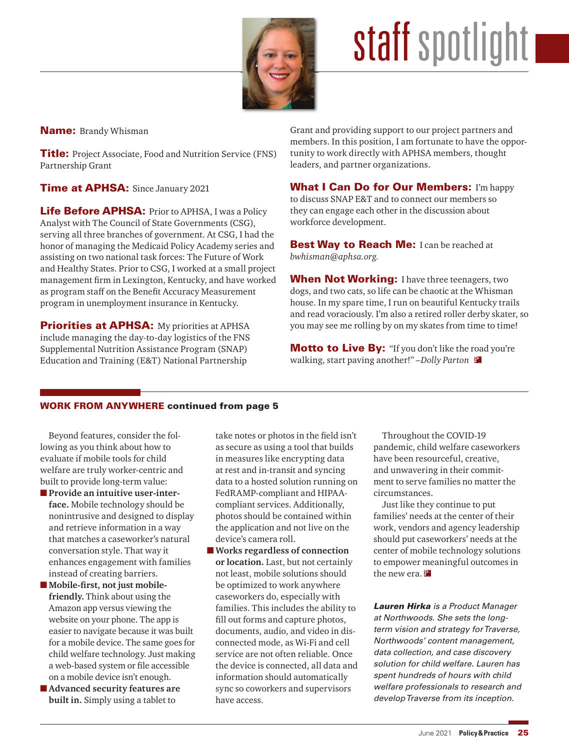# staff spotlight

**Name:** Brandy Whisman

**Title:** Project Associate, Food and Nutrition Service (FNS) Partnership Grant

**Time at APHSA:** Since January 2021

**Life Before APHSA:** Prior to APHSA, I was a Policy Analyst with The Council of State Governments (CSG), serving all three branches of government. At CSG, I had the honor of managing the Medicaid Policy Academy series and assisting on two national task forces: The Future of Work and Healthy States. Prior to CSG, I worked at a small project management firm in Lexington, Kentucky, and have worked as program staff on the Benefit Accuracy Measurement program in unemployment insurance in Kentucky.

**Priorities at APHSA:** My priorities at APHSA include managing the day-to-day logistics of the FNS Supplemental Nutrition Assistance Program (SNAP) Education and Training (E&T) National Partnership Grant and providing support to our project partners and members. In this position, I am fortunate to have the opportunity to work directly with APHSA members, thought leaders, and partner organizations.

**What I Can Do for Our Members:** I'm happy to discuss SNAP E&T and to connect our members so they can engage each other in the discussion about workforce development.

**Best Way to Reach Me:** I can be reached at *bwhisman@aphsa.org.*

**When Not Working:** I have three teenagers, two dogs, and two cats, so life can be chaotic at the Whisman house. In my spare time, I run on beautiful Kentucky trails and read voraciously. I'm also a retired roller derby skater, so you may see me rolling by on my skates from time to time!

**Motto to Live By:** "If you don't like the road you're walking, start paving another!" –*Dolly Parton*

---

**WORK FROM ANYWHERE continued from page 5**

Beyond features, consider the following as you think about how to evaluate if mobile tools for child welfare are truly worker-centric and built to provide long-term value:

- **Provide an intuitive user-interface.** Mobile technology should be nonintrusive and designed to display and retrieve information in a way that matches a caseworker's natural conversation style. That way it enhances engagement with families instead of creating barriers.
- **Mobile-first, not just mobile-friendly.** Think about using the Amazon app versus viewing the website on your phone. The app is easier to navigate because it was built for a mobile device. The same goes for child welfare technology. Just making a web-based system or file accessible on a mobile device isn't enough.
- **Advanced security features are built in.** Simply using a tablet to take notes or photos in the field isn't as secure as using a tool that builds in measures like encrypting data at rest and in-transit and syncing data to a hosted solution running on FedRAMP-compliant and HIPAA-compliant services. Additionally, photos should be contained within the application and not live on the device's camera roll.
- **Works regardless of connection or location.** Last, but not certainly not least, mobile solutions should be optimized to work anywhere caseworkers do, especially with families. This includes the ability to fill out forms and capture photos, documents, audio, and video in disconnected mode, as Wi-Fi and cell service are not often reliable. Once the device is connected, all data and information should automatically sync so coworkers and supervisors have access.

Throughout the COVID-19 pandemic, child welfare caseworkers have been resourceful, creative, and unwavering in their commitment to serve families no matter the circumstances.

Just like they continue to put families' needs at the center of their work, vendors and agency leadership should put caseworkers' needs at the center of mobile technology solutions to empower meaningful outcomes in the new era.

***Lauren Hirka** is a Product Manager at Northwoods. She sets the long-term vision and strategy for Traverse, Northwoods' content management, data collection, and case discovery solution for child welfare. Lauren has spent hundreds of hours with child welfare professionals to research and develop Traverse from its inception.*